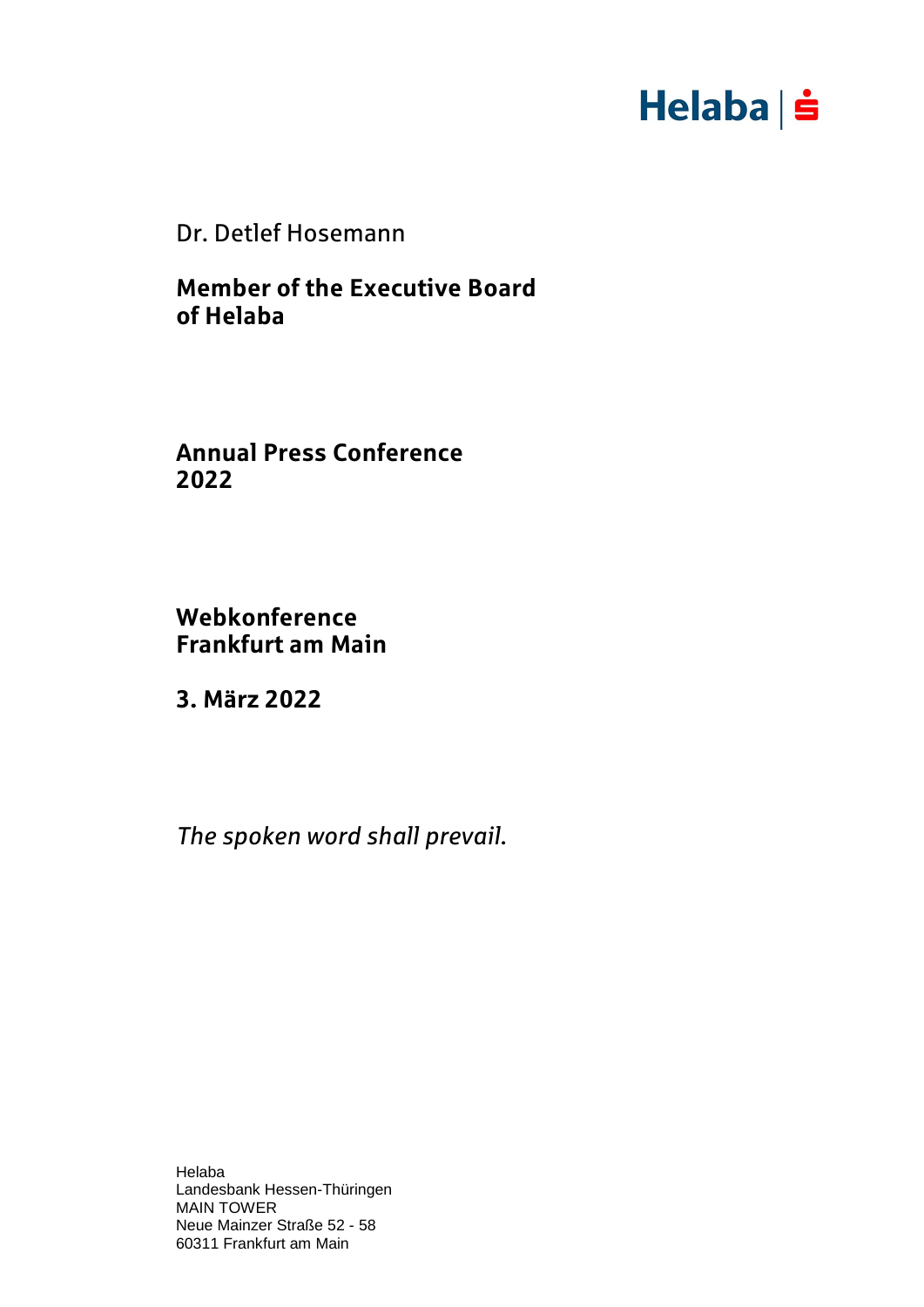Helaba | 

Dr. Detlef Hosemann

**Member of the Executive Board of Helaba**

**Annual Press Conference 2022**

**Webkonference Frankfurt am Main**

**3. März 2022**

*The spoken word shall prevail.*

Helaba
Landesbank Hessen-Thüringen
MAIN TOWER
Neue Mainzer Straße 52 - 58
60311 Frankfurt am Main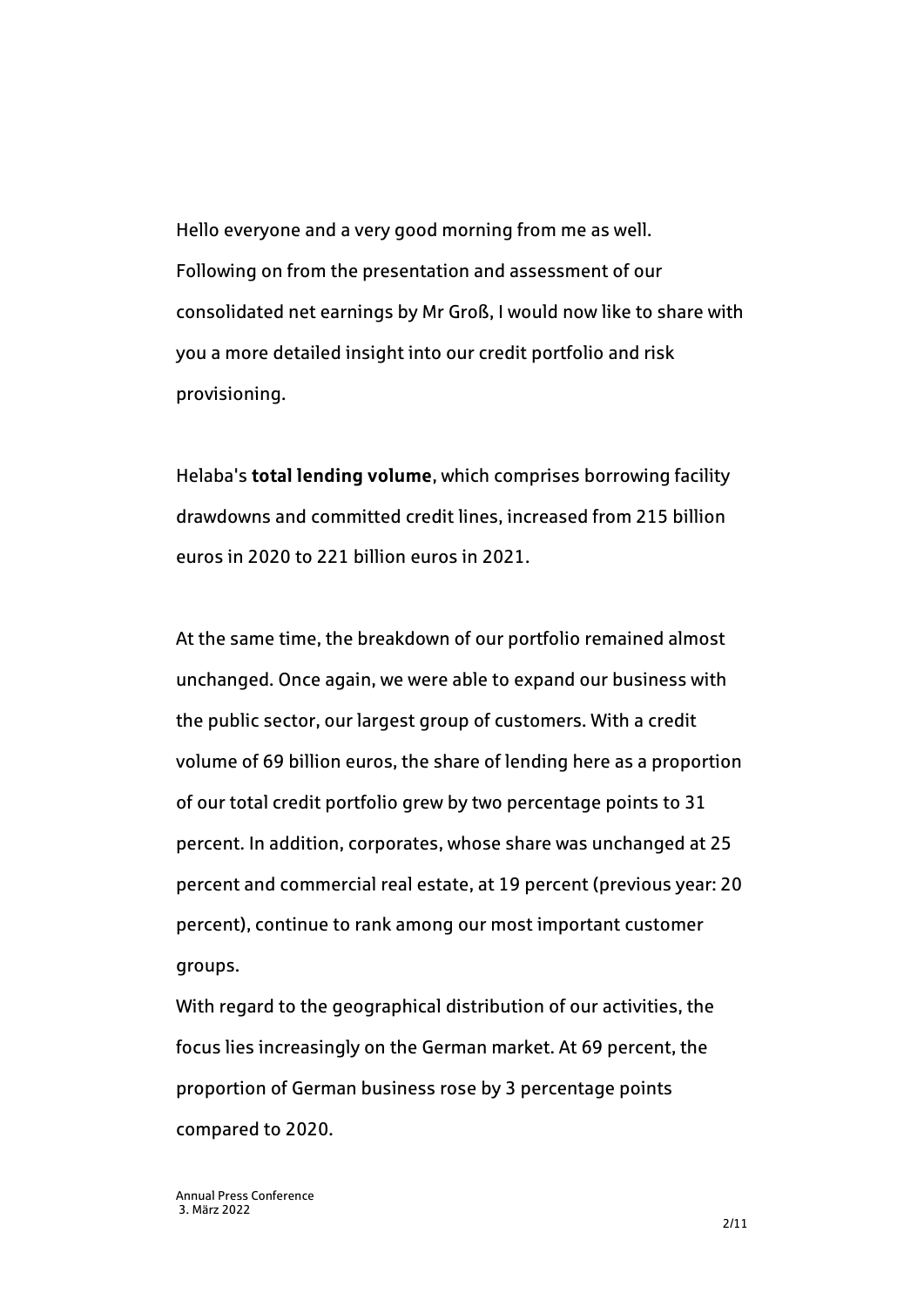Hello everyone and a very good morning from me as well. Following on from the presentation and assessment of our consolidated net earnings by Mr Groß, I would now like to share with you a more detailed insight into our credit portfolio and risk provisioning.

Helaba's **total lending volume**, which comprises borrowing facility drawdowns and committed credit lines, increased from 215 billion euros in 2020 to 221 billion euros in 2021.

At the same time, the breakdown of our portfolio remained almost unchanged. Once again, we were able to expand our business with the public sector, our largest group of customers. With a credit volume of 69 billion euros, the share of lending here as a proportion of our total credit portfolio grew by two percentage points to 31 percent. In addition, corporates, whose share was unchanged at 25 percent and commercial real estate, at 19 percent (previous year: 20 percent), continue to rank among our most important customer groups.

With regard to the geographical distribution of our activities, the focus lies increasingly on the German market. At 69 percent, the proportion of German business rose by 3 percentage points compared to 2020.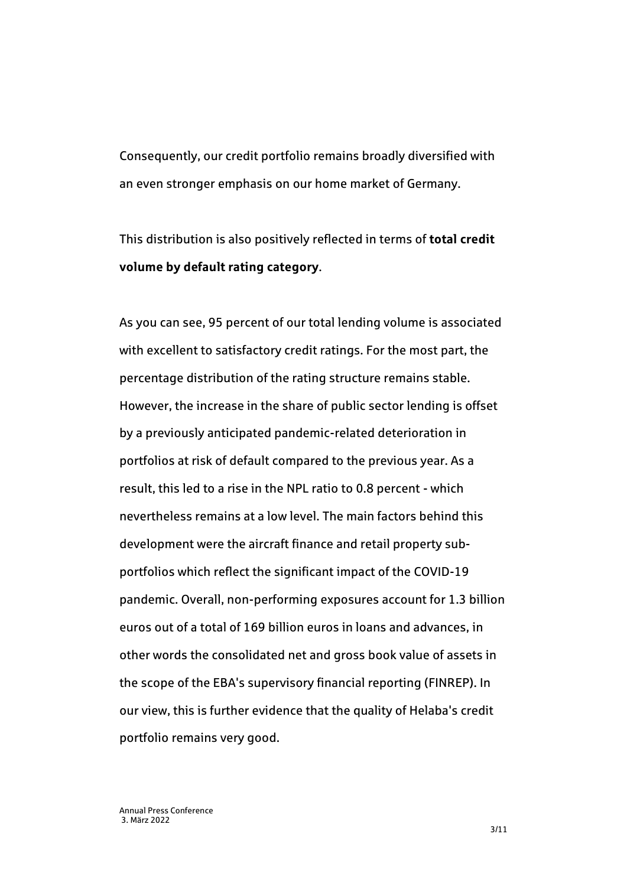Consequently, our credit portfolio remains broadly diversified with an even stronger emphasis on our home market of Germany.

This distribution is also positively reflected in terms of **total credit volume by default rating category**.

As you can see, 95 percent of our total lending volume is associated with excellent to satisfactory credit ratings. For the most part, the percentage distribution of the rating structure remains stable. However, the increase in the share of public sector lending is offset by a previously anticipated pandemic-related deterioration in portfolios at risk of default compared to the previous year. As a result, this led to a rise in the NPL ratio to 0.8 percent - which nevertheless remains at a low level. The main factors behind this development were the aircraft finance and retail property sub-portfolios which reflect the significant impact of the COVID-19 pandemic. Overall, non-performing exposures account for 1.3 billion euros out of a total of 169 billion euros in loans and advances, in other words the consolidated net and gross book value of assets in the scope of the EBA's supervisory financial reporting (FINREP). In our view, this is further evidence that the quality of Helaba's credit portfolio remains very good.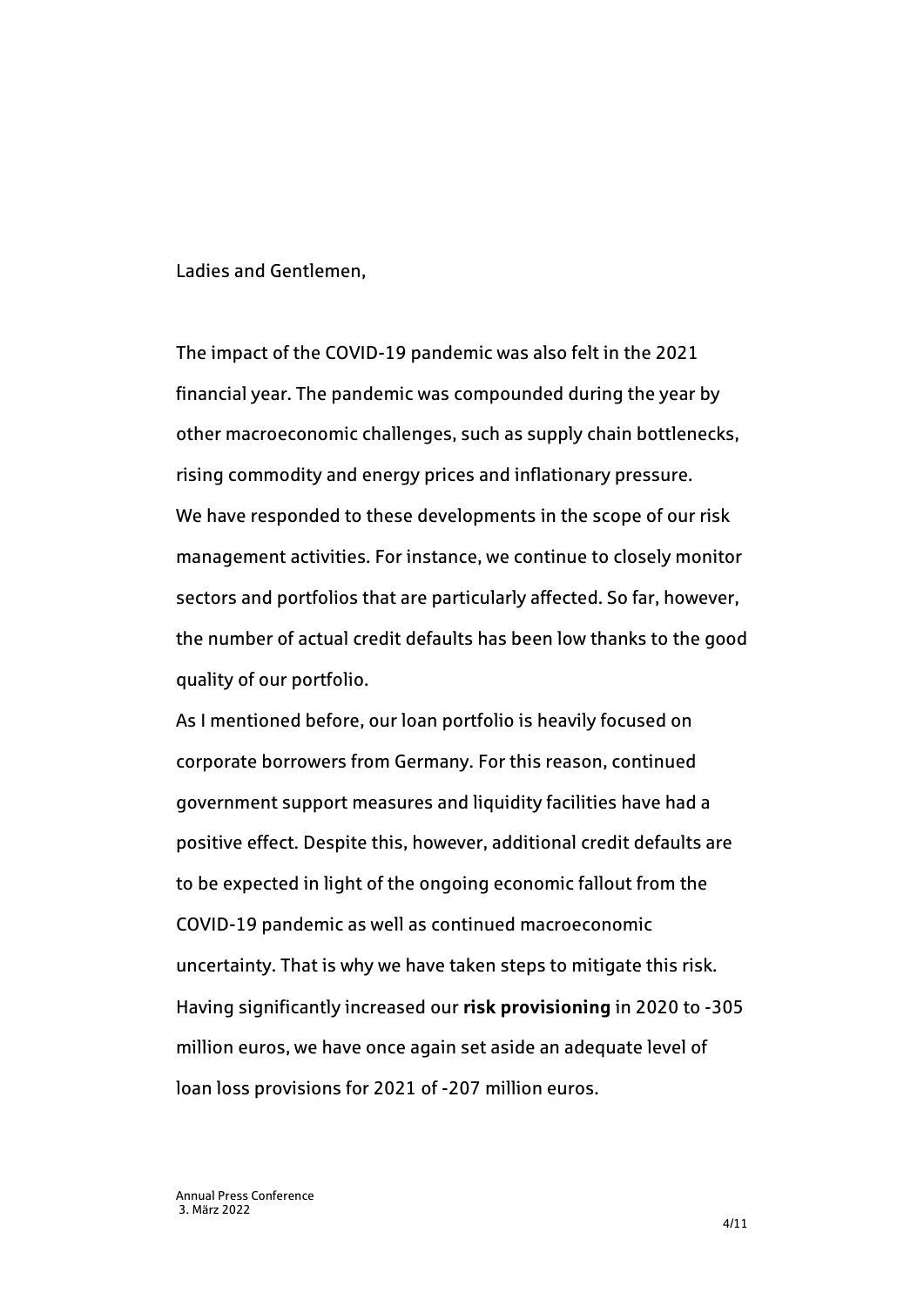Ladies and Gentlemen,

The impact of the COVID-19 pandemic was also felt in the 2021 financial year. The pandemic was compounded during the year by other macroeconomic challenges, such as supply chain bottlenecks, rising commodity and energy prices and inflationary pressure. We have responded to these developments in the scope of our risk management activities. For instance, we continue to closely monitor sectors and portfolios that are particularly affected. So far, however, the number of actual credit defaults has been low thanks to the good quality of our portfolio.

As I mentioned before, our loan portfolio is heavily focused on corporate borrowers from Germany. For this reason, continued government support measures and liquidity facilities have had a positive effect. Despite this, however, additional credit defaults are to be expected in light of the ongoing economic fallout from the COVID-19 pandemic as well as continued macroeconomic uncertainty. That is why we have taken steps to mitigate this risk. Having significantly increased our **risk provisioning** in 2020 to -305 million euros, we have once again set aside an adequate level of loan loss provisions for 2021 of -207 million euros.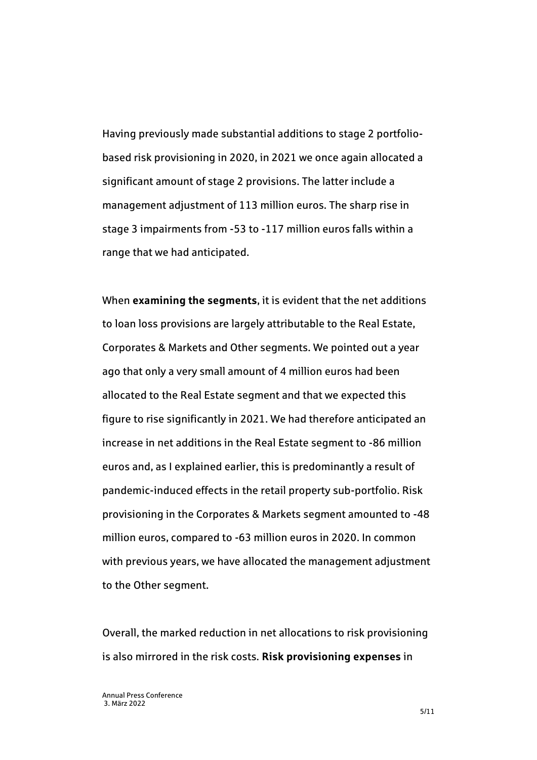Having previously made substantial additions to stage 2 portfolio-based risk provisioning in 2020, in 2021 we once again allocated a significant amount of stage 2 provisions. The latter include a management adjustment of 113 million euros. The sharp rise in stage 3 impairments from -53 to -117 million euros falls within a range that we had anticipated.

When **examining the segments**, it is evident that the net additions to loan loss provisions are largely attributable to the Real Estate, Corporates & Markets and Other segments. We pointed out a year ago that only a very small amount of 4 million euros had been allocated to the Real Estate segment and that we expected this figure to rise significantly in 2021. We had therefore anticipated an increase in net additions in the Real Estate segment to -86 million euros and, as I explained earlier, this is predominantly a result of pandemic-induced effects in the retail property sub-portfolio. Risk provisioning in the Corporates & Markets segment amounted to -48 million euros, compared to -63 million euros in 2020. In common with previous years, we have allocated the management adjustment to the Other segment.

Overall, the marked reduction in net allocations to risk provisioning is also mirrored in the risk costs. **Risk provisioning expenses** in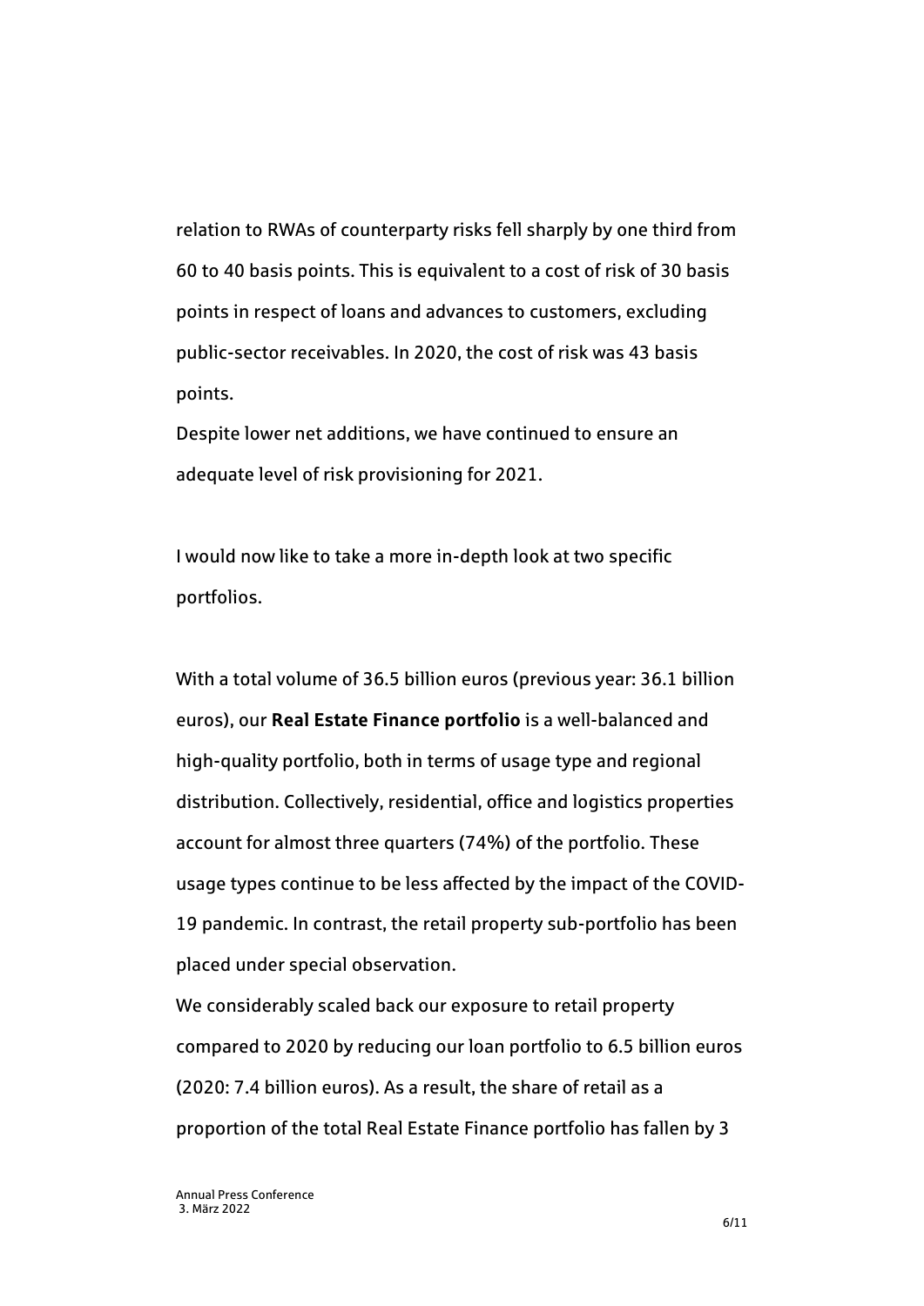relation to RWAs of counterparty risks fell sharply by one third from 60 to 40 basis points. This is equivalent to a cost of risk of 30 basis points in respect of loans and advances to customers, excluding public-sector receivables. In 2020, the cost of risk was 43 basis points.

Despite lower net additions, we have continued to ensure an adequate level of risk provisioning for 2021.

I would now like to take a more in-depth look at two specific portfolios.

With a total volume of 36.5 billion euros (previous year: 36.1 billion euros), our **Real Estate Finance portfolio** is a well-balanced and high-quality portfolio, both in terms of usage type and regional distribution. Collectively, residential, office and logistics properties account for almost three quarters (74%) of the portfolio. These usage types continue to be less affected by the impact of the COVID-19 pandemic. In contrast, the retail property sub-portfolio has been placed under special observation.

We considerably scaled back our exposure to retail property compared to 2020 by reducing our loan portfolio to 6.5 billion euros (2020: 7.4 billion euros). As a result, the share of retail as a proportion of the total Real Estate Finance portfolio has fallen by 3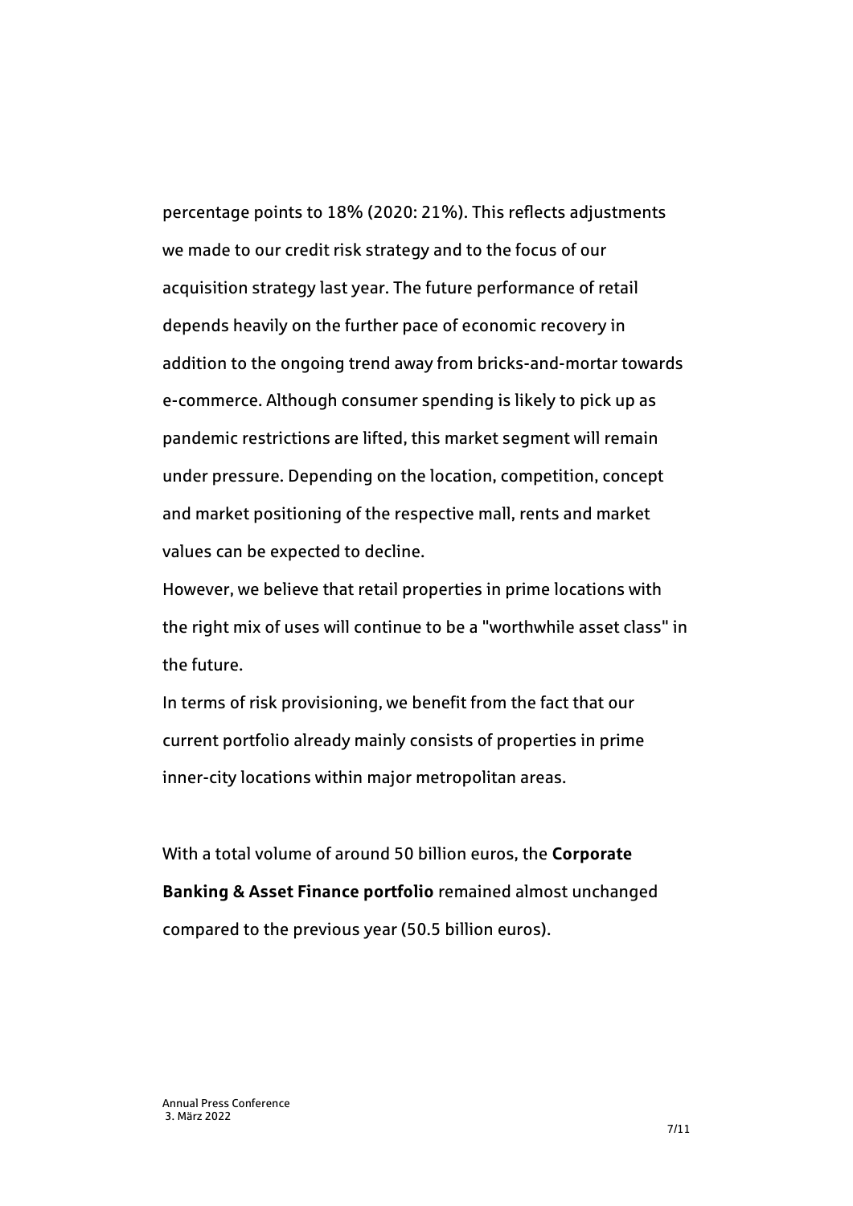percentage points to 18% (2020: 21%). This reflects adjustments we made to our credit risk strategy and to the focus of our acquisition strategy last year. The future performance of retail depends heavily on the further pace of economic recovery in addition to the ongoing trend away from bricks-and-mortar towards e-commerce. Although consumer spending is likely to pick up as pandemic restrictions are lifted, this market segment will remain under pressure. Depending on the location, competition, concept and market positioning of the respective mall, rents and market values can be expected to decline.

However, we believe that retail properties in prime locations with the right mix of uses will continue to be a "worthwhile asset class" in the future.

In terms of risk provisioning, we benefit from the fact that our current portfolio already mainly consists of properties in prime inner-city locations within major metropolitan areas.

With a total volume of around 50 billion euros, the **Corporate Banking & Asset Finance portfolio** remained almost unchanged compared to the previous year (50.5 billion euros).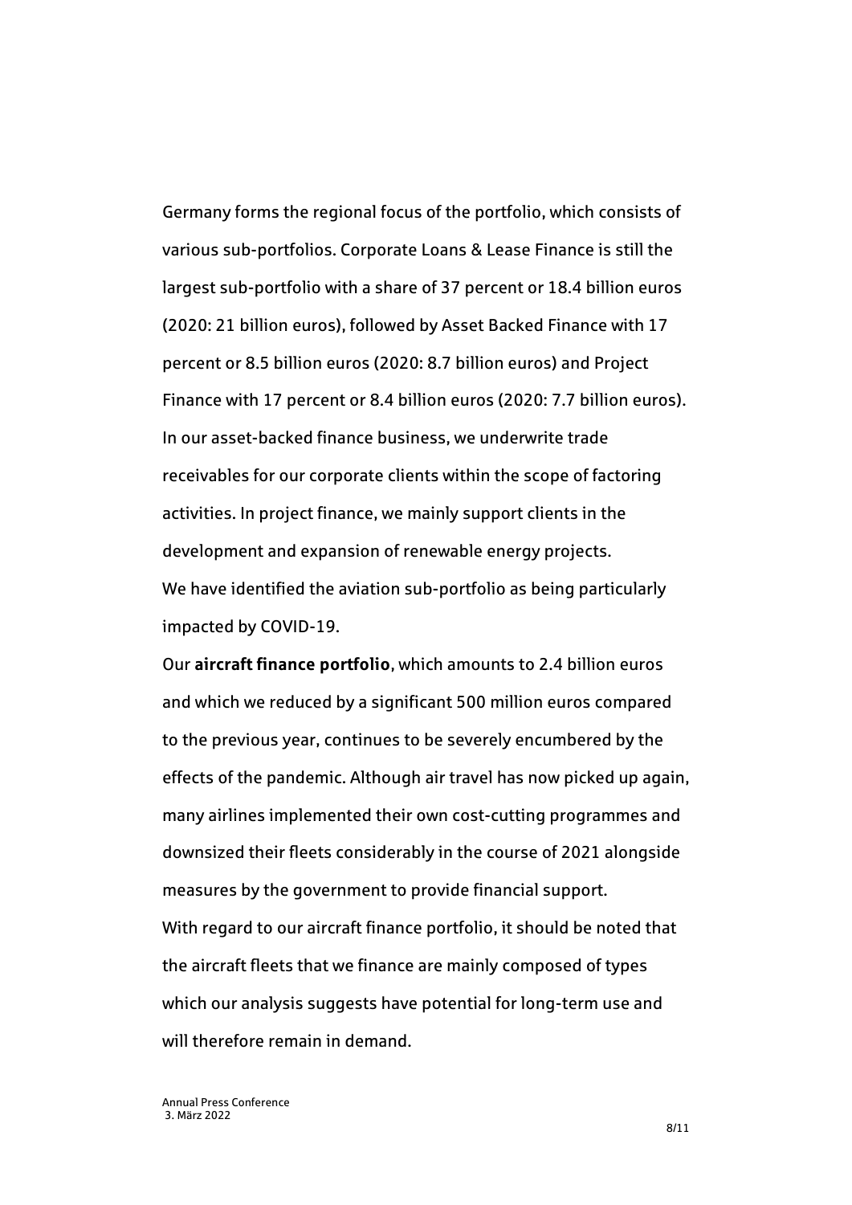Germany forms the regional focus of the portfolio, which consists of various sub-portfolios. Corporate Loans & Lease Finance is still the largest sub-portfolio with a share of 37 percent or 18.4 billion euros (2020: 21 billion euros), followed by Asset Backed Finance with 17 percent or 8.5 billion euros (2020: 8.7 billion euros) and Project Finance with 17 percent or 8.4 billion euros (2020: 7.7 billion euros). In our asset-backed finance business, we underwrite trade receivables for our corporate clients within the scope of factoring activities. In project finance, we mainly support clients in the development and expansion of renewable energy projects.
We have identified the aviation sub-portfolio as being particularly impacted by COVID-19.

Our **aircraft finance portfolio**, which amounts to 2.4 billion euros and which we reduced by a significant 500 million euros compared to the previous year, continues to be severely encumbered by the effects of the pandemic. Although air travel has now picked up again, many airlines implemented their own cost-cutting programmes and downsized their fleets considerably in the course of 2021 alongside measures by the government to provide financial support.
With regard to our aircraft finance portfolio, it should be noted that the aircraft fleets that we finance are mainly composed of types which our analysis suggests have potential for long-term use and will therefore remain in demand.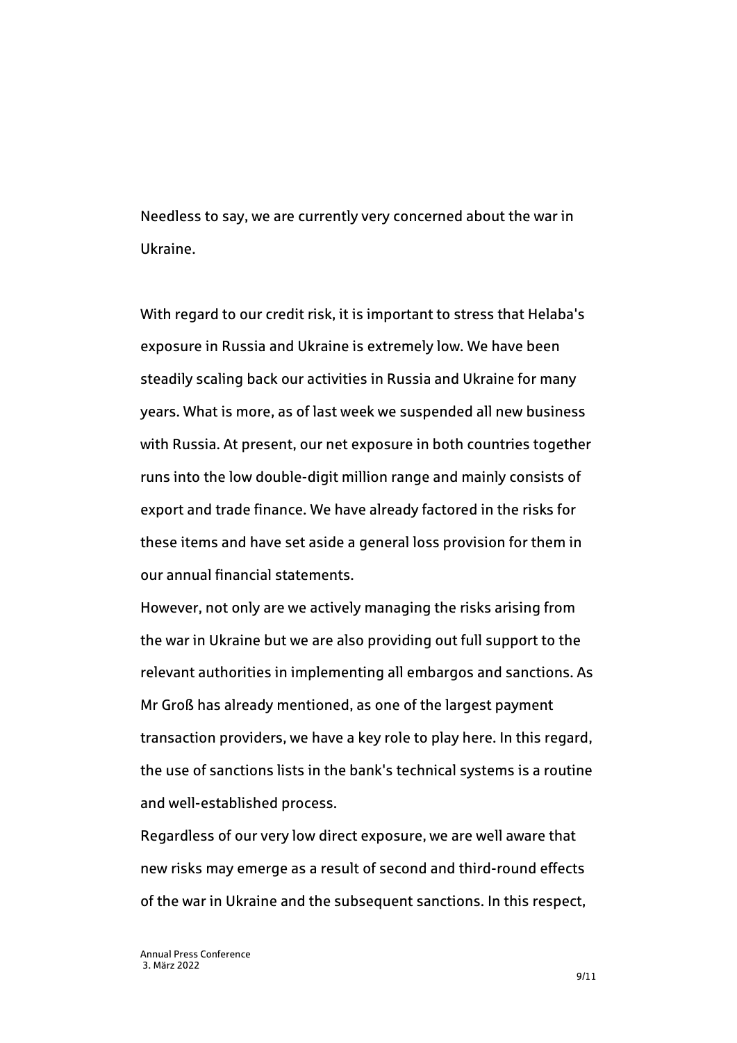Needless to say, we are currently very concerned about the war in Ukraine.

With regard to our credit risk, it is important to stress that Helaba's exposure in Russia and Ukraine is extremely low. We have been steadily scaling back our activities in Russia and Ukraine for many years. What is more, as of last week we suspended all new business with Russia. At present, our net exposure in both countries together runs into the low double-digit million range and mainly consists of export and trade finance. We have already factored in the risks for these items and have set aside a general loss provision for them in our annual financial statements.

However, not only are we actively managing the risks arising from the war in Ukraine but we are also providing out full support to the relevant authorities in implementing all embargos and sanctions. As Mr Groß has already mentioned, as one of the largest payment transaction providers, we have a key role to play here. In this regard, the use of sanctions lists in the bank's technical systems is a routine and well-established process.

Regardless of our very low direct exposure, we are well aware that new risks may emerge as a result of second and third-round effects of the war in Ukraine and the subsequent sanctions. In this respect,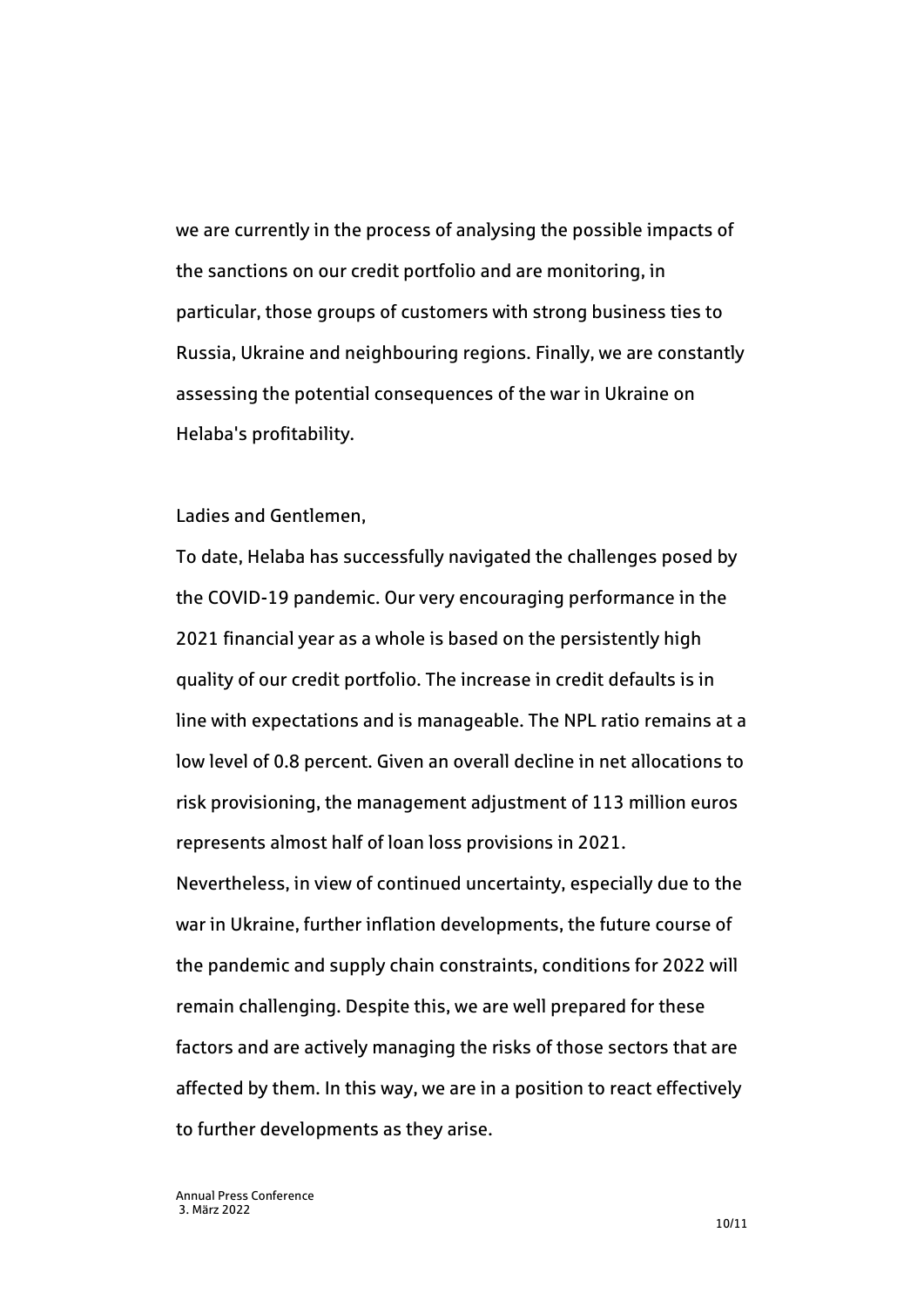we are currently in the process of analysing the possible impacts of the sanctions on our credit portfolio and are monitoring, in particular, those groups of customers with strong business ties to Russia, Ukraine and neighbouring regions. Finally, we are constantly assessing the potential consequences of the war in Ukraine on Helaba's profitability.

Ladies and Gentlemen,

To date, Helaba has successfully navigated the challenges posed by the COVID-19 pandemic. Our very encouraging performance in the 2021 financial year as a whole is based on the persistently high quality of our credit portfolio. The increase in credit defaults is in line with expectations and is manageable. The NPL ratio remains at a low level of 0.8 percent. Given an overall decline in net allocations to risk provisioning, the management adjustment of 113 million euros represents almost half of loan loss provisions in 2021.
Nevertheless, in view of continued uncertainty, especially due to the war in Ukraine, further inflation developments, the future course of the pandemic and supply chain constraints, conditions for 2022 will remain challenging. Despite this, we are well prepared for these factors and are actively managing the risks of those sectors that are affected by them. In this way, we are in a position to react effectively to further developments as they arise.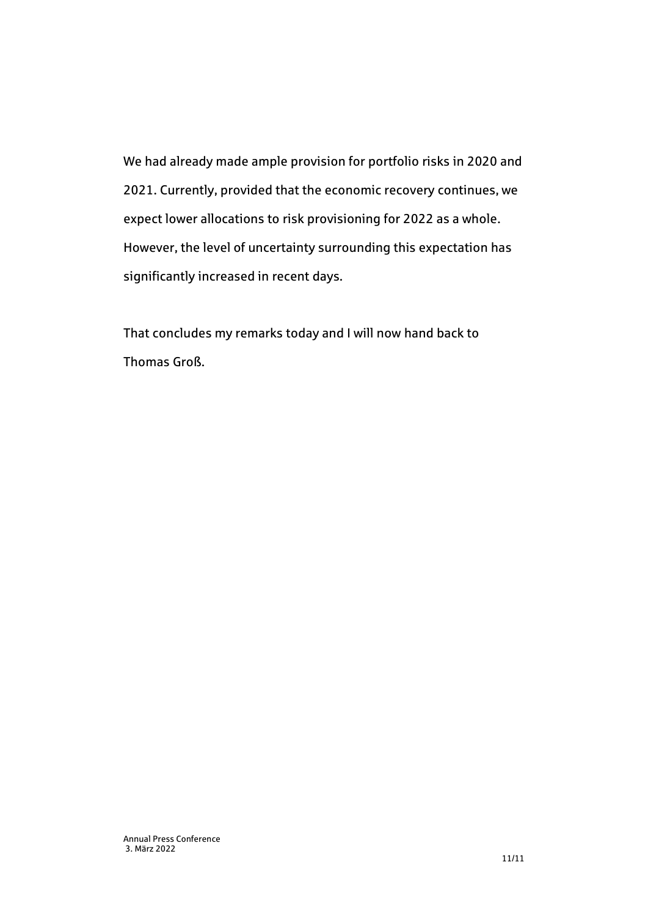We had already made ample provision for portfolio risks in 2020 and 2021. Currently, provided that the economic recovery continues, we expect lower allocations to risk provisioning for 2022 as a whole. However, the level of uncertainty surrounding this expectation has significantly increased in recent days.

That concludes my remarks today and I will now hand back to Thomas Groß.